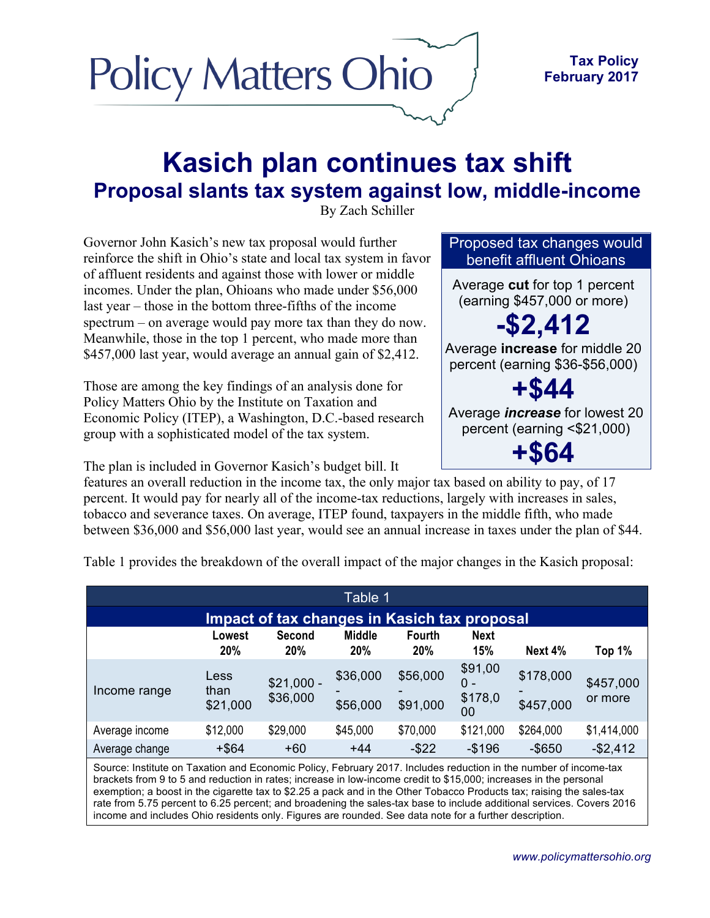Policy Matters Ohio

**Tax Policy**
**February 2017**

# Kasich plan continues tax shift

## Proposal slants tax system against low, middle-income

By Zach Schiller

Governor John Kasich's new tax proposal would further reinforce the shift in Ohio's state and local tax system in favor of affluent residents and against those with lower or middle incomes. Under the plan, Ohioans who made under $56,000 last year – those in the bottom three-fifths of the income spectrum – on average would pay more tax than they do now. Meanwhile, those in the top 1 percent, who made more than $457,000 last year, would average an annual gain of $2,412.

Those are among the key findings of an analysis done for Policy Matters Ohio by the Institute on Taxation and Economic Policy (ITEP), a Washington, D.C.-based research group with a sophisticated model of the tax system.

> **Proposed tax changes would benefit affluent Ohioans**
>
> Average **cut** for top 1 percent (earning $457,000 or more)
>
> **-$2,412**
>
> Average **increase** for middle 20 percent (earning $36-$56,000)
>
> **+$44**
>
> Average ***increase*** for lowest 20 percent (earning <$21,000)
>
> **+$64**

The plan is included in Governor Kasich's budget bill. It features an overall reduction in the income tax, the only major tax based on ability to pay, of 17 percent. It would pay for nearly all of the income-tax reductions, largely with increases in sales, tobacco and severance taxes. On average, ITEP found, taxpayers in the middle fifth, who made between $36,000 and $56,000 last year, would see an annual increase in taxes under the plan of $44.

Table 1 provides the breakdown of the overall impact of the major changes in the Kasich proposal:

**Table 1**
**Impact of tax changes in Kasich tax proposal**

| | Lowest 20% | Second 20% | Middle 20% | Fourth 20% | Next 15% | Next 4% | Top 1% |
|---|---|---|---|---|---|---|---|
| Income range | Less than $21,000 | $21,000 - $36,000 | $36,000 - $56,000 | $56,000 - $91,000 | $91,000 - $178,000 | $178,000 - $457,000 | $457,000 or more |
| Average income | $12,000 | $29,000 | $45,000 | $70,000 | $121,000 | $264,000 | $1,414,000 |
| Average change | +$64 | +60 | +44 | -$22 | -$196 | -$650 | -$2,412 |

Source: Institute on Taxation and Economic Policy, February 2017. Includes reduction in the number of income-tax brackets from 9 to 5 and reduction in rates; increase in low-income credit to $15,000; increases in the personal exemption; a boost in the cigarette tax to $2.25 a pack and in the Other Tobacco Products tax; raising the sales-tax rate from 5.75 percent to 6.25 percent; and broadening the sales-tax base to include additional services. Covers 2016 income and includes Ohio residents only. Figures are rounded. See data note for a further description.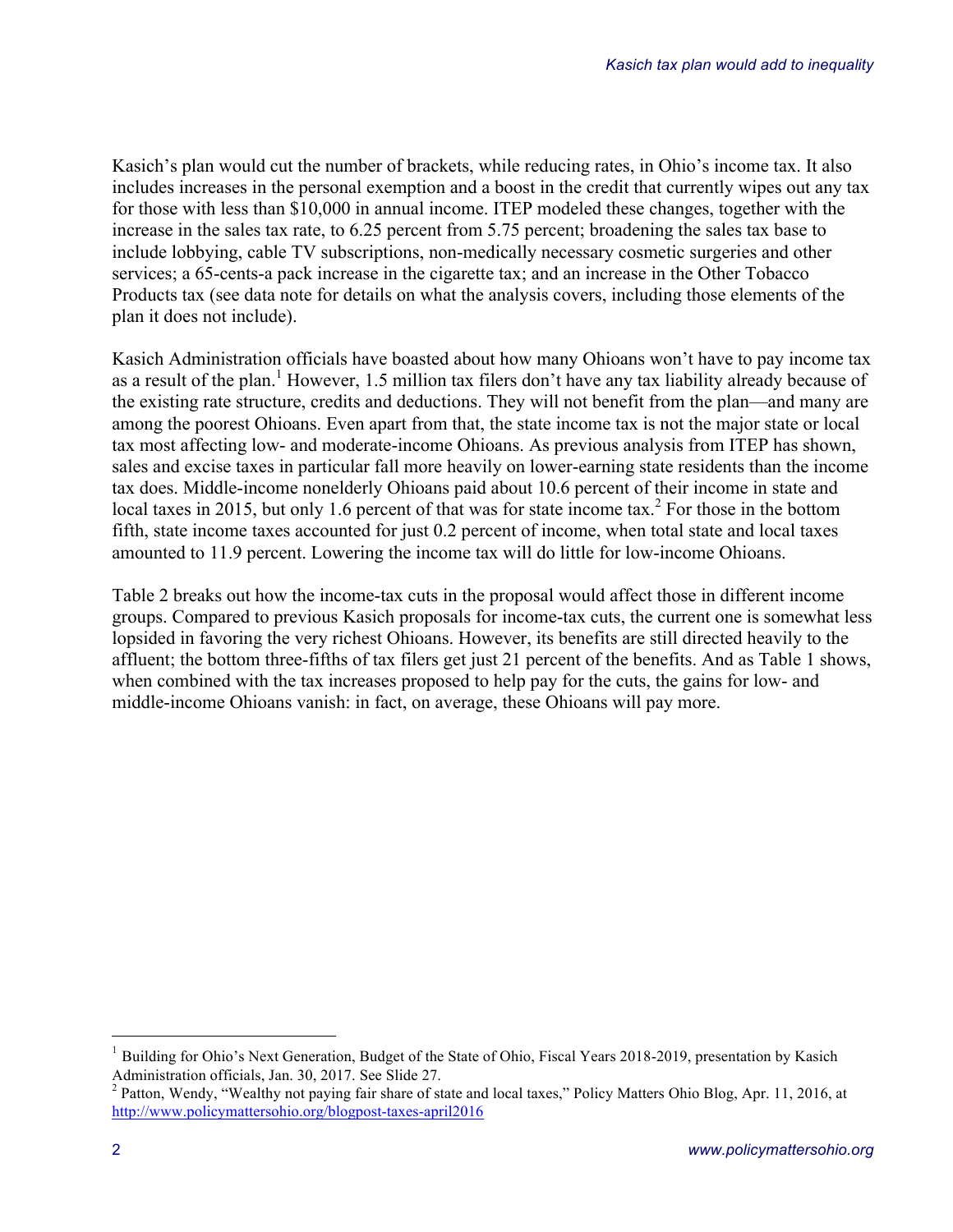Kasich's plan would cut the number of brackets, while reducing rates, in Ohio's income tax. It also includes increases in the personal exemption and a boost in the credit that currently wipes out any tax for those with less than $10,000 in annual income. ITEP modeled these changes, together with the increase in the sales tax rate, to 6.25 percent from 5.75 percent; broadening the sales tax base to include lobbying, cable TV subscriptions, non-medically necessary cosmetic surgeries and other services; a 65-cents-a pack increase in the cigarette tax; and an increase in the Other Tobacco Products tax (see data note for details on what the analysis covers, including those elements of the plan it does not include).

Kasich Administration officials have boasted about how many Ohioans won't have to pay income tax as a result of the plan.[1] However, 1.5 million tax filers don't have any tax liability already because of the existing rate structure, credits and deductions. They will not benefit from the plan—and many are among the poorest Ohioans. Even apart from that, the state income tax is not the major state or local tax most affecting low- and moderate-income Ohioans. As previous analysis from ITEP has shown, sales and excise taxes in particular fall more heavily on lower-earning state residents than the income tax does. Middle-income nonelderly Ohioans paid about 10.6 percent of their income in state and local taxes in 2015, but only 1.6 percent of that was for state income tax.[2] For those in the bottom fifth, state income taxes accounted for just 0.2 percent of income, when total state and local taxes amounted to 11.9 percent. Lowering the income tax will do little for low-income Ohioans.

Table 2 breaks out how the income-tax cuts in the proposal would affect those in different income groups. Compared to previous Kasich proposals for income-tax cuts, the current one is somewhat less lopsided in favoring the very richest Ohioans. However, its benefits are still directed heavily to the affluent; the bottom three-fifths of tax filers get just 21 percent of the benefits. And as Table 1 shows, when combined with the tax increases proposed to help pay for the cuts, the gains for low- and middle-income Ohioans vanish: in fact, on average, these Ohioans will pay more.

---

[1] Building for Ohio's Next Generation, Budget of the State of Ohio, Fiscal Years 2018-2019, presentation by Kasich Administration officials, Jan. 30, 2017. See Slide 27.

[2] Patton, Wendy, "Wealthy not paying fair share of state and local taxes," Policy Matters Ohio Blog, Apr. 11, 2016, at http://www.policymattersohio.org/blogpost-taxes-april2016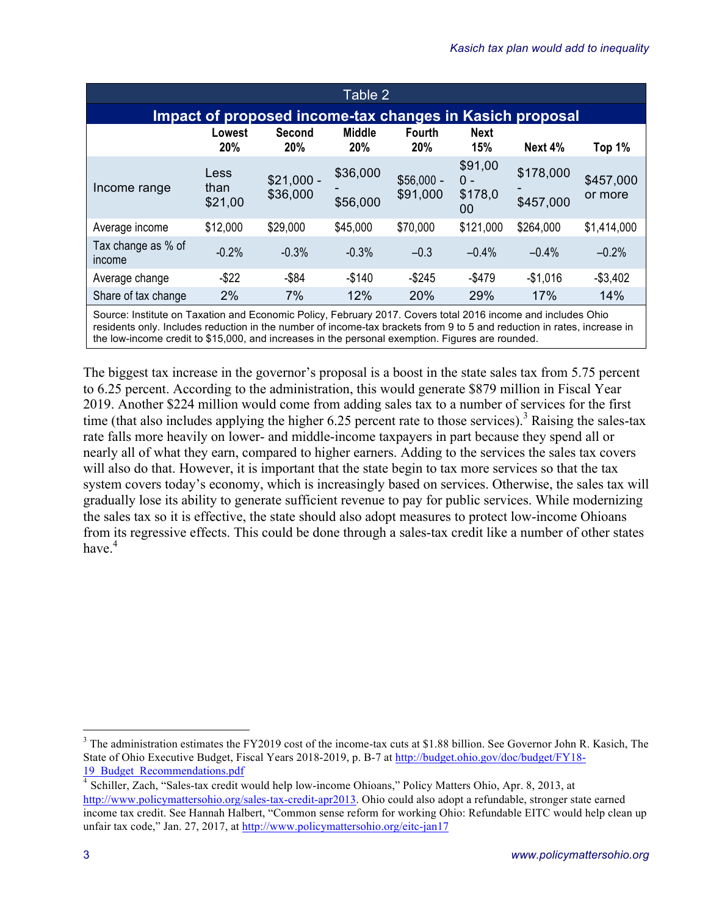| Table 2 | | | | | | | |
|---|---|---|---|---|---|---|---|
| **Impact of proposed income-tax changes in Kasich proposal** | | | | | | | |
| | **Lowest 20%** | **Second 20%** | **Middle 20%** | **Fourth 20%** | **Next 15%** | **Next 4%** | **Top 1%** |
| Income range | Less than $21,00 | $21,000 - $36,000 | $36,000 - $56,000 | $56,000 - $91,000 | $91,000 - $178,000 | $178,000 - $457,000 | $457,000 or more |
| Average income | $12,000 | $29,000 | $45,000 | $70,000 | $121,000 | $264,000 | $1,414,000 |
| Tax change as % of income | -0.2% | -0.3% | -0.3% | –0.3 | –0.4% | –0.4% | –0.2% |
| Average change | -$22 | -$84 | -$140 | -$245 | -$479 | -$1,016 | -$3,402 |
| Share of tax change | 2% | 7% | 12% | 20% | 29% | 17% | 14% |

Source: Institute on Taxation and Economic Policy, February 2017. Covers total 2016 income and includes Ohio residents only. Includes reduction in the number of income-tax brackets from 9 to 5 and reduction in rates, increase in the low-income credit to $15,000, and increases in the personal exemption. Figures are rounded.

The biggest tax increase in the governor's proposal is a boost in the state sales tax from 5.75 percent to 6.25 percent. According to the administration, this would generate $879 million in Fiscal Year 2019. Another $224 million would come from adding sales tax to a number of services for the first time (that also includes applying the higher 6.25 percent rate to those services).[3] Raising the sales-tax rate falls more heavily on lower- and middle-income taxpayers in part because they spend all or nearly all of what they earn, compared to higher earners. Adding to the services the sales tax covers will also do that. However, it is important that the state begin to tax more services so that the tax system covers today's economy, which is increasingly based on services. Otherwise, the sales tax will gradually lose its ability to generate sufficient revenue to pay for public services. While modernizing the sales tax so it is effective, the state should also adopt measures to protect low-income Ohioans from its regressive effects. This could be done through a sales-tax credit like a number of other states have.[4]

---

[3] The administration estimates the FY2019 cost of the income-tax cuts at $1.88 billion. See Governor John R. Kasich, The State of Ohio Executive Budget, Fiscal Years 2018-2019, p. B-7 at http://budget.ohio.gov/doc/budget/FY18-19_Budget_Recommendations.pdf

[4] Schiller, Zach, "Sales-tax credit would help low-income Ohioans," Policy Matters Ohio, Apr. 8, 2013, at http://www.policymattersohio.org/sales-tax-credit-apr2013. Ohio could also adopt a refundable, stronger state earned income tax credit. See Hannah Halbert, "Common sense reform for working Ohio: Refundable EITC would help clean up unfair tax code," Jan. 27, 2017, at http://www.policymattersohio.org/eitc-jan17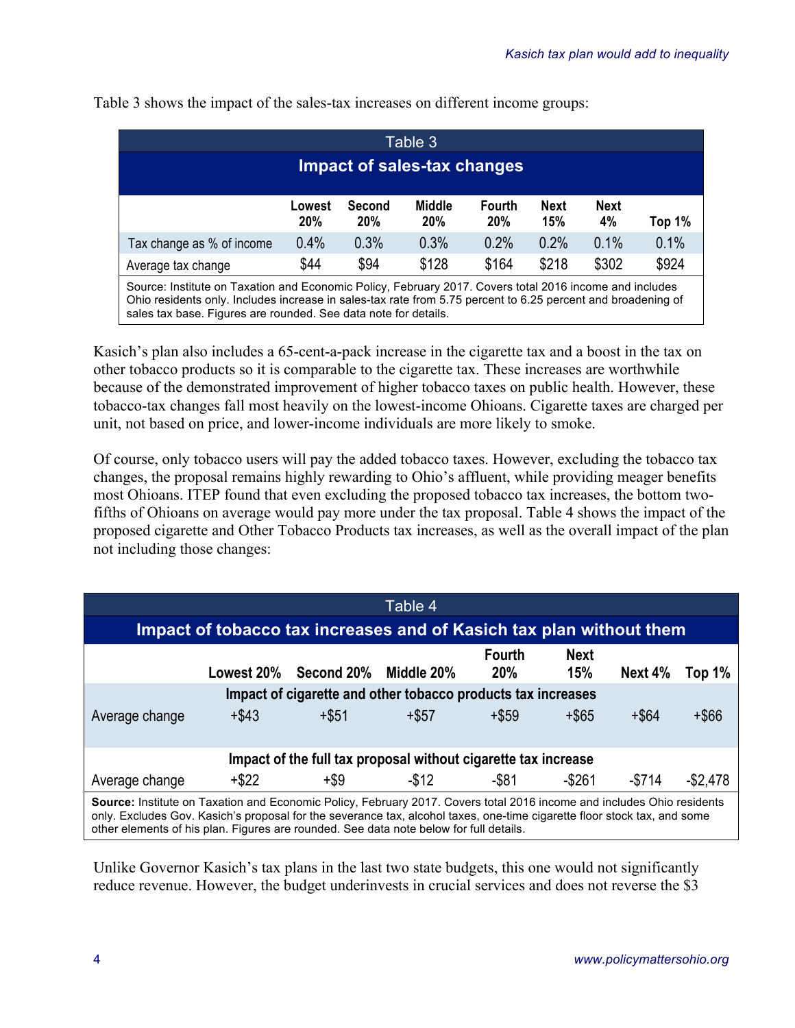Table 3 shows the impact of the sales-tax increases on different income groups:

**Table 3**

**Impact of sales-tax changes**

| | Lowest 20% | Second 20% | Middle 20% | Fourth 20% | Next 15% | Next 4% | Top 1% |
|---|---|---|---|---|---|---|---|
| Tax change as % of income | 0.4% | 0.3% | 0.3% | 0.2% | 0.2% | 0.1% | 0.1% |
| Average tax change | $44 | $94 | $128 | $164 | $218 | $302 | $924 |

Source: Institute on Taxation and Economic Policy, February 2017. Covers total 2016 income and includes Ohio residents only. Includes increase in sales-tax rate from 5.75 percent to 6.25 percent and broadening of sales tax base. Figures are rounded. See data note for details.

Kasich's plan also includes a 65-cent-a-pack increase in the cigarette tax and a boost in the tax on other tobacco products so it is comparable to the cigarette tax. These increases are worthwhile because of the demonstrated improvement of higher tobacco taxes on public health. However, these tobacco-tax changes fall most heavily on the lowest-income Ohioans. Cigarette taxes are charged per unit, not based on price, and lower-income individuals are more likely to smoke.

Of course, only tobacco users will pay the added tobacco taxes. However, excluding the tobacco tax changes, the proposal remains highly rewarding to Ohio's affluent, while providing meager benefits most Ohioans. ITEP found that even excluding the proposed tobacco tax increases, the bottom two-fifths of Ohioans on average would pay more under the tax proposal. Table 4 shows the impact of the proposed cigarette and Other Tobacco Products tax increases, as well as the overall impact of the plan not including those changes:

**Table 4**

**Impact of tobacco tax increases and of Kasich tax plan without them**

| | Lowest 20% | Second 20% | Middle 20% | Fourth 20% | Next 15% | Next 4% | Top 1% |
|---|---|---|---|---|---|---|---|
| **Impact of cigarette and other tobacco products tax increases** | | | | | | | |
| Average change | +$43 | +$51 | +$57 | +$59 | +$65 | +$64 | +$66 |
| **Impact of the full tax proposal without cigarette tax increase** | | | | | | | |
| Average change | +$22 | +$9 | -$12 | -$81 | -$261 | -$714 | -$2,478 |

**Source:** Institute on Taxation and Economic Policy, February 2017. Covers total 2016 income and includes Ohio residents only. Excludes Gov. Kasich's proposal for the severance tax, alcohol taxes, one-time cigarette floor stock tax, and some other elements of his plan. Figures are rounded. See data note below for full details.

Unlike Governor Kasich's tax plans in the last two state budgets, this one would not significantly reduce revenue. However, the budget underinvests in crucial services and does not reverse the $3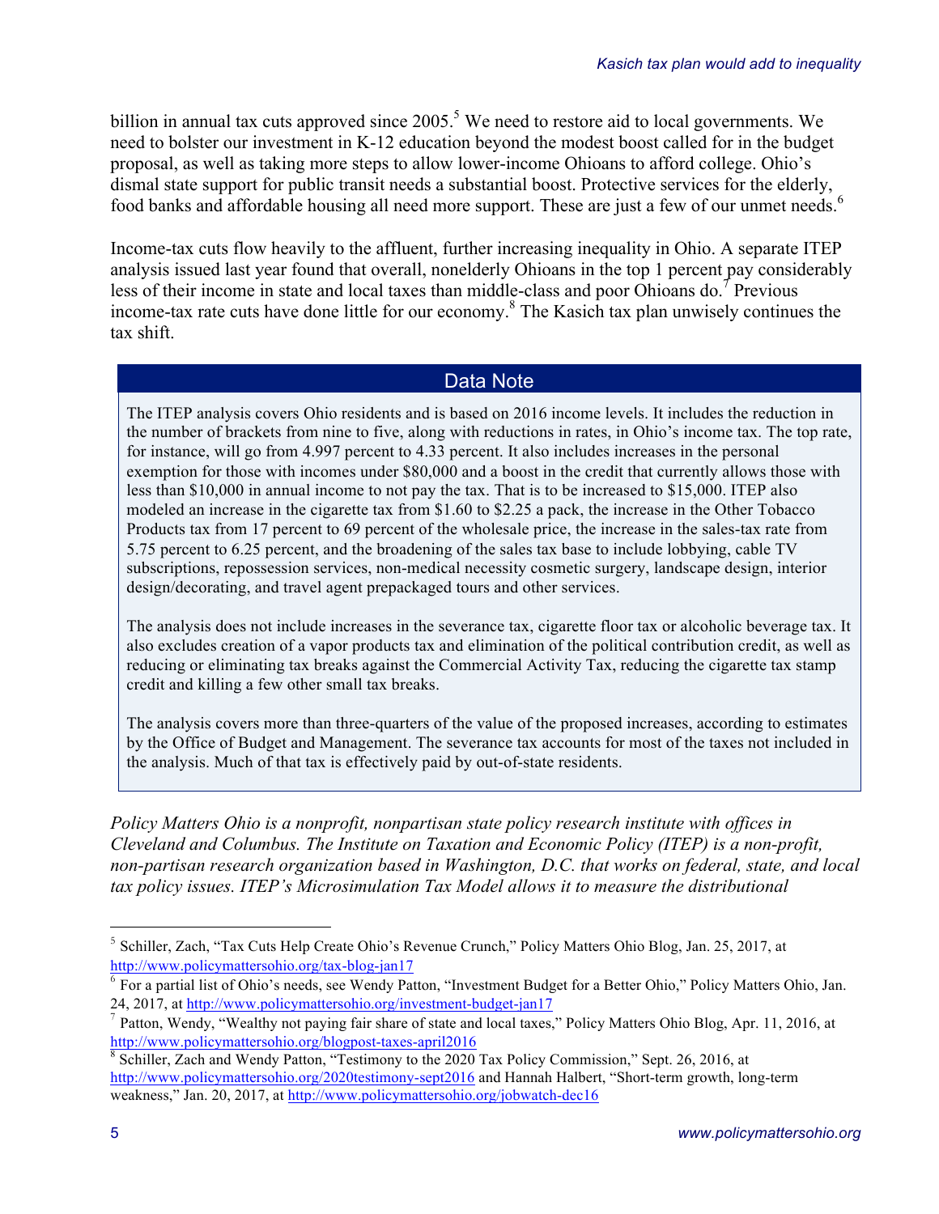billion in annual tax cuts approved since 2005.[5] We need to restore aid to local governments. We need to bolster our investment in K-12 education beyond the modest boost called for in the budget proposal, as well as taking more steps to allow lower-income Ohioans to afford college. Ohio's dismal state support for public transit needs a substantial boost. Protective services for the elderly, food banks and affordable housing all need more support. These are just a few of our unmet needs.[6]

Income-tax cuts flow heavily to the affluent, further increasing inequality in Ohio. A separate ITEP analysis issued last year found that overall, nonelderly Ohioans in the top 1 percent pay considerably less of their income in state and local taxes than middle-class and poor Ohioans do.[7] Previous income-tax rate cuts have done little for our economy.[8] The Kasich tax plan unwisely continues the tax shift.

## Data Note

The ITEP analysis covers Ohio residents and is based on 2016 income levels. It includes the reduction in the number of brackets from nine to five, along with reductions in rates, in Ohio's income tax. The top rate, for instance, will go from 4.997 percent to 4.33 percent. It also includes increases in the personal exemption for those with incomes under $80,000 and a boost in the credit that currently allows those with less than $10,000 in annual income to not pay the tax. That is to be increased to $15,000. ITEP also modeled an increase in the cigarette tax from $1.60 to $2.25 a pack, the increase in the Other Tobacco Products tax from 17 percent to 69 percent of the wholesale price, the increase in the sales-tax rate from 5.75 percent to 6.25 percent, and the broadening of the sales tax base to include lobbying, cable TV subscriptions, repossession services, non-medical necessity cosmetic surgery, landscape design, interior design/decorating, and travel agent prepackaged tours and other services.

The analysis does not include increases in the severance tax, cigarette floor tax or alcoholic beverage tax. It also excludes creation of a vapor products tax and elimination of the political contribution credit, as well as reducing or eliminating tax breaks against the Commercial Activity Tax, reducing the cigarette tax stamp credit and killing a few other small tax breaks.

The analysis covers more than three-quarters of the value of the proposed increases, according to estimates by the Office of Budget and Management. The severance tax accounts for most of the taxes not included in the analysis. Much of that tax is effectively paid by out-of-state residents.

*Policy Matters Ohio is a nonprofit, nonpartisan state policy research institute with offices in Cleveland and Columbus. The Institute on Taxation and Economic Policy (ITEP) is a non-profit, non-partisan research organization based in Washington, D.C. that works on federal, state, and local tax policy issues. ITEP's Microsimulation Tax Model allows it to measure the distributional*

---

[5] Schiller, Zach, "Tax Cuts Help Create Ohio's Revenue Crunch," Policy Matters Ohio Blog, Jan. 25, 2017, at http://www.policymattersohio.org/tax-blog-jan17

[6] For a partial list of Ohio's needs, see Wendy Patton, "Investment Budget for a Better Ohio," Policy Matters Ohio, Jan. 24, 2017, at http://www.policymattersohio.org/investment-budget-jan17

[7] Patton, Wendy, "Wealthy not paying fair share of state and local taxes," Policy Matters Ohio Blog, Apr. 11, 2016, at http://www.policymattersohio.org/blogpost-taxes-april2016

[8] Schiller, Zach and Wendy Patton, "Testimony to the 2020 Tax Policy Commission," Sept. 26, 2016, at http://www.policymattersohio.org/2020testimony-sept2016 and Hannah Halbert, "Short-term growth, long-term weakness," Jan. 20, 2017, at http://www.policymattersohio.org/jobwatch-dec16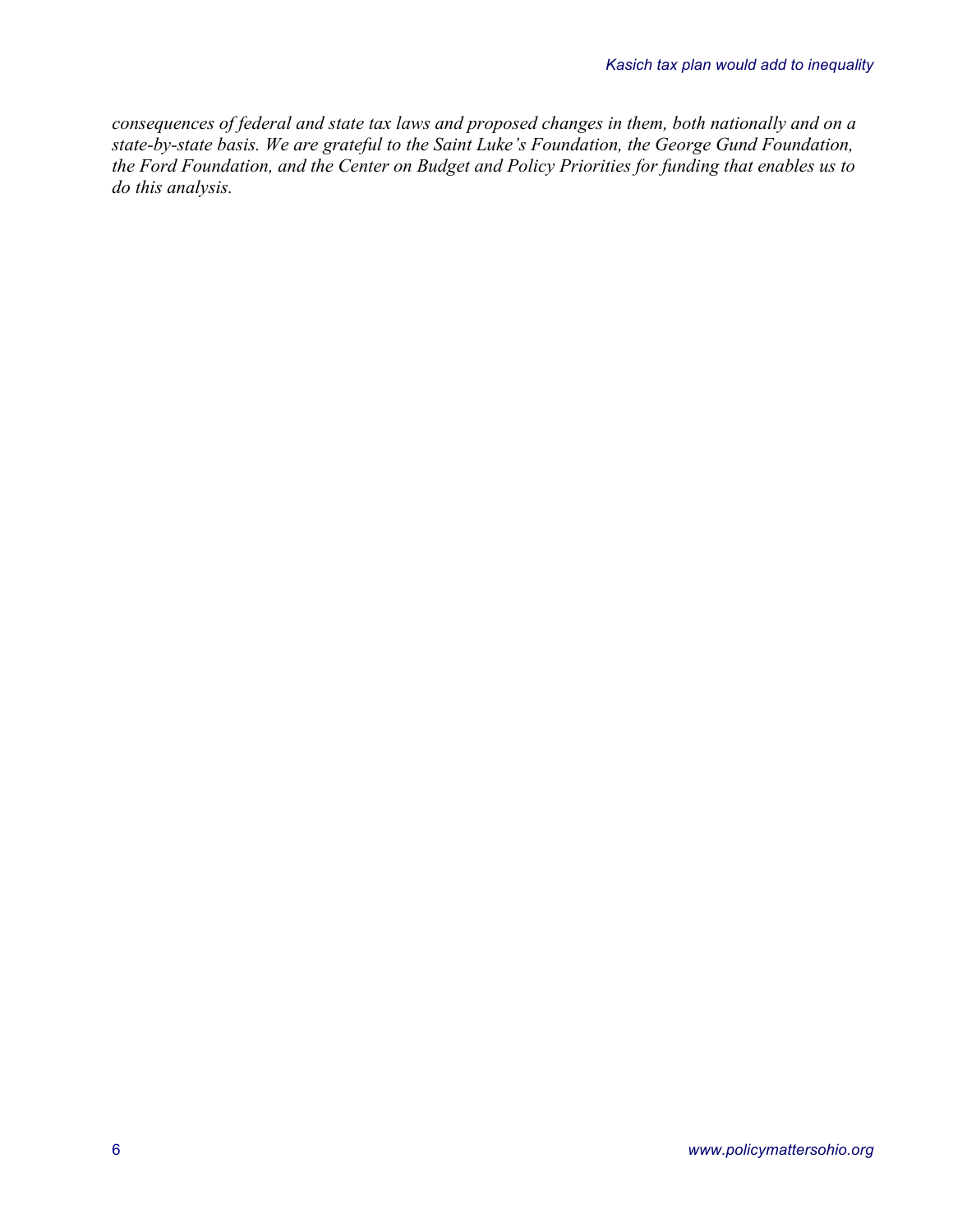*consequences of federal and state tax laws and proposed changes in them, both nationally and on a state-by-state basis. We are grateful to the Saint Luke's Foundation, the George Gund Foundation, the Ford Foundation, and the Center on Budget and Policy Priorities for funding that enables us to do this analysis.*